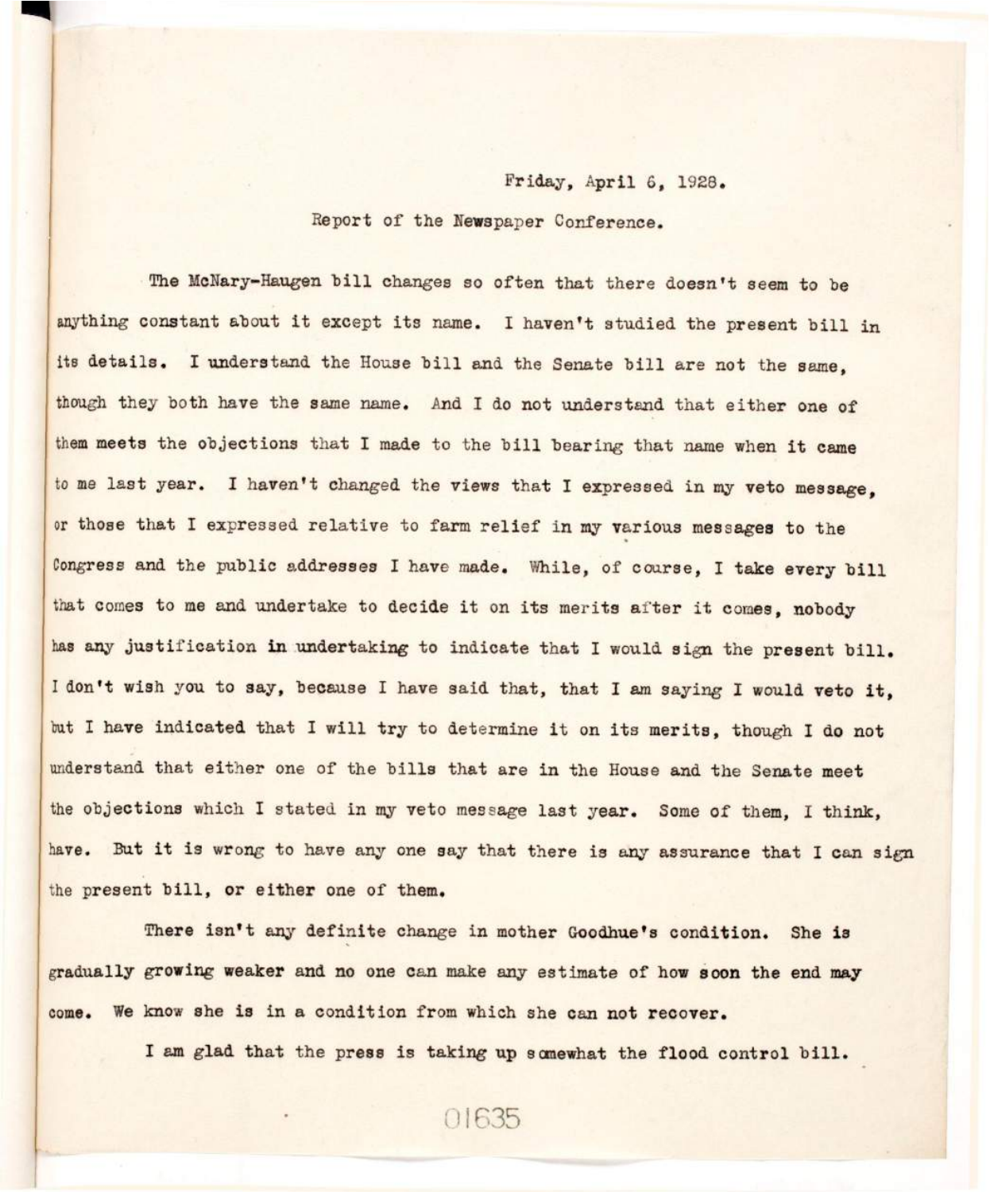Friday, April 6, 1928.

Report of the Newspaper Conference.

The McNary-Haugen bill changes so often that there doesn't seem to be anything constant about it except its name. I haven't studied the present bill in its details. I understand the House bill and the Senate bill are not the same, though they both have the same name. And I do not understand that either one of them meets the objections that I made to the bill bearing that name when it came to me last year. I haven't changed the views that I expressed in my veto message, or those that I expressed relative to farm relief in my various messages to the Congress and the public addresses I have made. While, of course, I take every bill that comes to me and undertake to decide it on its merits after it comes, nobody has any justification in undertaking to indicate that I would sign the present bill. I don't wish you to say, because I have said that, that I am saying I would veto it, but I have indicated that I will try to determine it on its merits, though I do not understand that either one of the bills that are in the House and the Senate meet the objections which I stated in my veto message last year. Some of them, I think, have. But it is wrong to have any one say that there is any assurance that I can sign the present bill, or either one of them.

There isn't any definite change in mother Goodhue's condition. She is gradually growing weaker and no one can make any estimate of how soon the end may come. We know she is in a condition from which she can not recover.

I am glad that the press is taking up somewhat the flood control bill.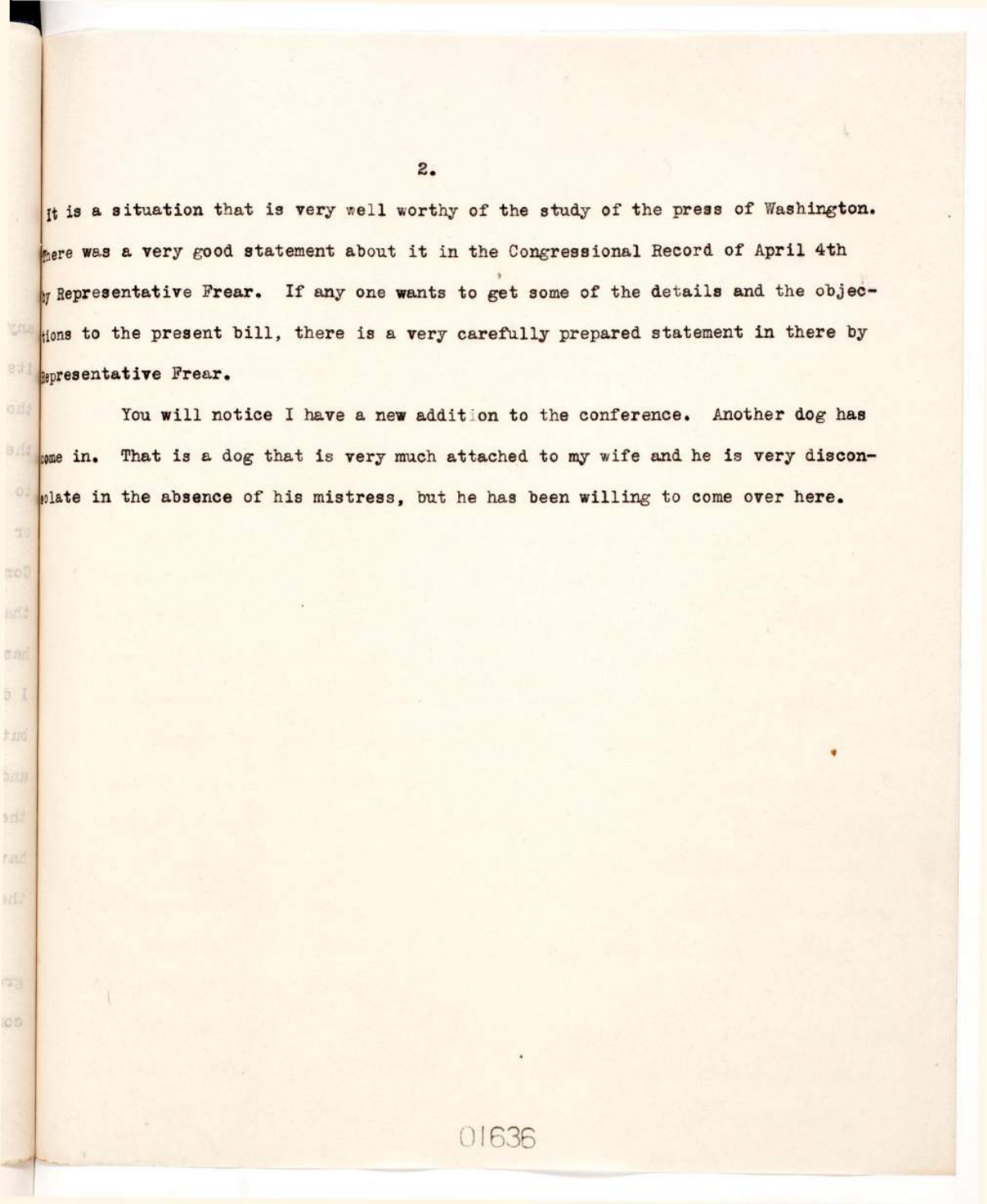It is a situation that is very well worthy of the study of the press of Washington. There was a very good statement about it in the Congressional Record of April 4th by Representative Frear. If any one wants to get some of the details and the objections to the present bill, there is a very carefully prepared statement in there by Representative Frear.

You will notice I have a new addition to the conference. Another dog has come in. That is a dog that is very much attached to my wife and he is very disconsolate in the absence of his mistress, but he has been willing to come over here.